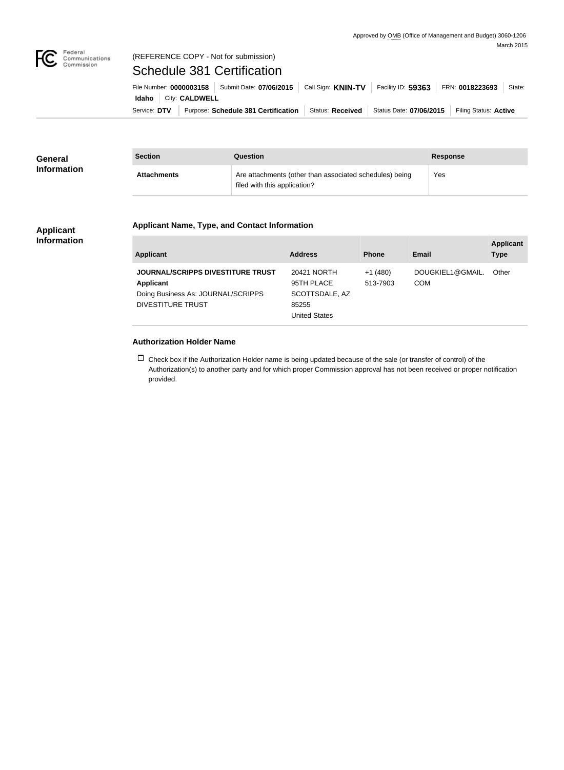Approved by OMB (Office of Management and Budget) 3060-1206
March 2015

(REFERENCE COPY - Not for submission)

# Schedule 381 Certification

File Number: **0000003158** | Submit Date: **07/06/2015** | Call Sign: **KNIN-TV** | Facility ID: **59363** | FRN: **0018223693** | State: **Idaho** | City: **CALDWELL**

Service: **DTV** | Purpose: **Schedule 381 Certification** | Status: **Received** | Status Date: **07/06/2015** | Filing Status: **Active**

## General Information

| Section | Question | Response |
| --- | --- | --- |
| **Attachments** | Are attachments (other than associated schedules) being filed with this application? | Yes |

## Applicant Information

### Applicant Name, Type, and Contact Information

| Applicant | Address | Phone | Email | Applicant Type |
| --- | --- | --- | --- | --- |
| **JOURNAL/SCRIPPS DIVESTITURE TRUST** **Applicant** Doing Business As: JOURNAL/SCRIPPS DIVESTITURE TRUST | 20421 NORTH 95TH PLACE SCOTTSDALE, AZ 85255 United States | +1 (480) 513-7903 | DOUGKIEL1@GMAIL.COM | Other |

### Authorization Holder Name

☐ Check box if the Authorization Holder name is being updated because of the sale (or transfer of control) of the Authorization(s) to another party and for which proper Commission approval has not been received or proper notification provided.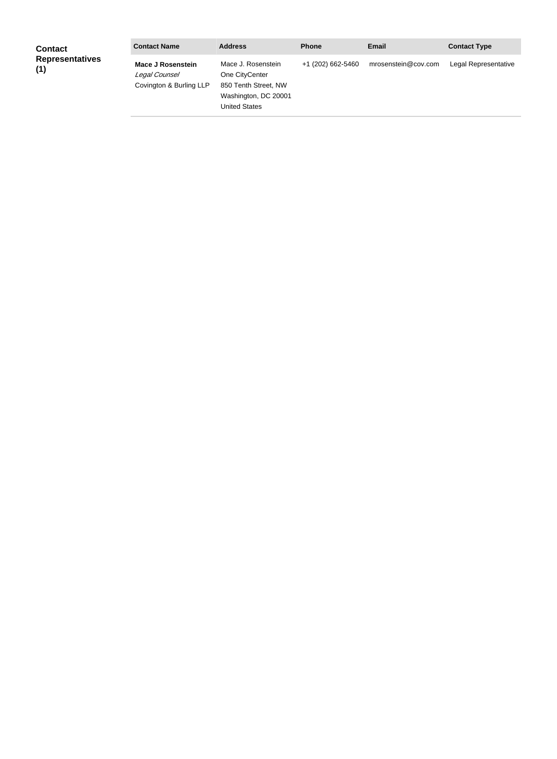**Contact Representatives (1)**

| Contact Name | Address | Phone | Email | Contact Type |
| --- | --- | --- | --- | --- |
| **Mace J Rosenstein**<br>*Legal Counsel*<br>Covington & Burling LLP | Mace J. Rosenstein<br>One CityCenter<br>850 Tenth Street, NW<br>Washington, DC 20001<br>United States | +1 (202) 662-5460 | mrosenstein@cov.com | Legal Representative |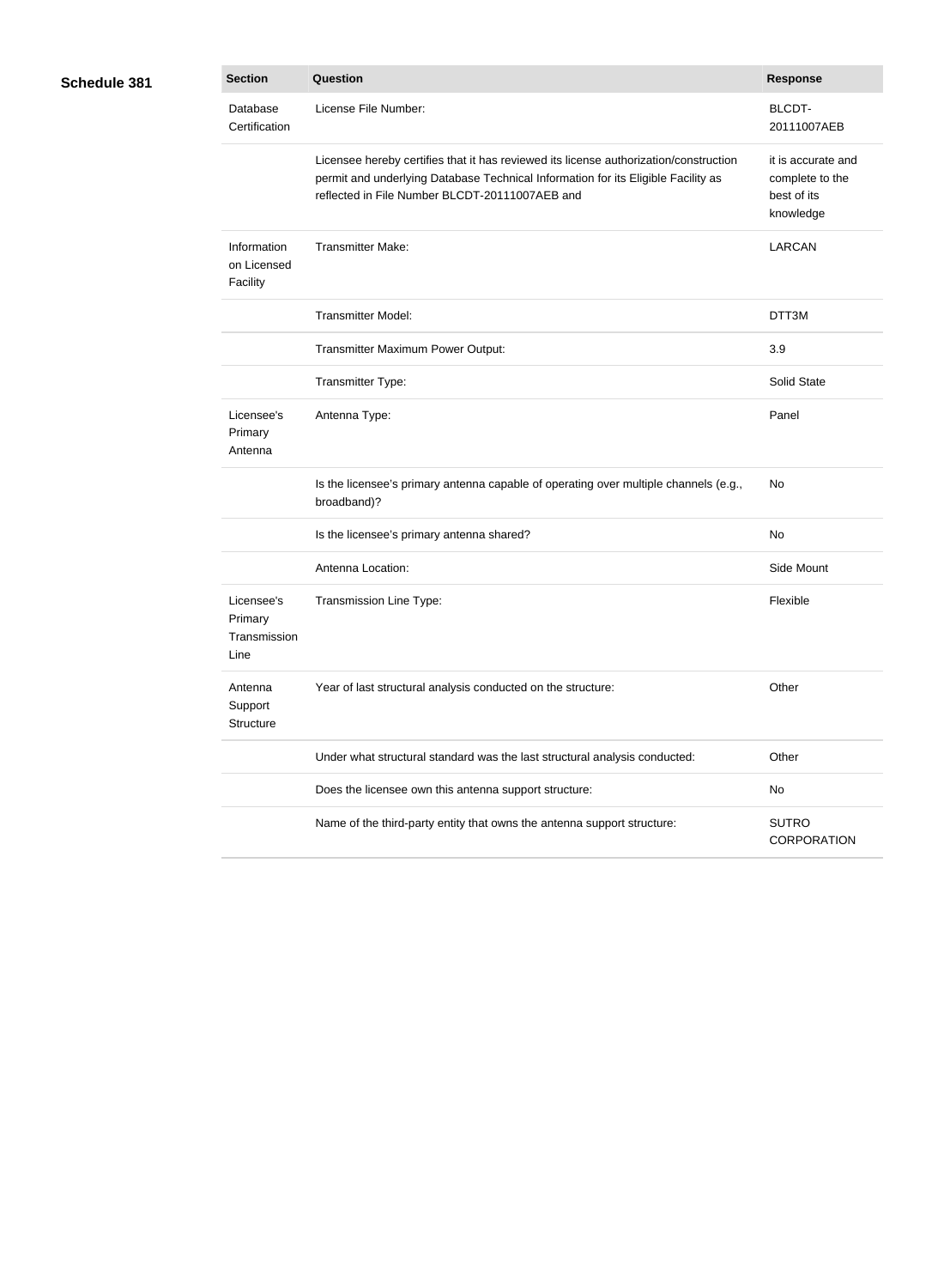**Schedule 381**

| Section | Question | Response |
| --- | --- | --- |
| Database Certification | License File Number: | BLCDT-20111007AEB |
| | Licensee hereby certifies that it has reviewed its license authorization/construction permit and underlying Database Technical Information for its Eligible Facility as reflected in File Number BLCDT-20111007AEB and | it is accurate and complete to the best of its knowledge |
| Information on Licensed Facility | Transmitter Make: | LARCAN |
| | Transmitter Model: | DTT3M |
| | Transmitter Maximum Power Output: | 3.9 |
| | Transmitter Type: | Solid State |
| Licensee's Primary Antenna | Antenna Type: | Panel |
| | Is the licensee's primary antenna capable of operating over multiple channels (e.g., broadband)? | No |
| | Is the licensee's primary antenna shared? | No |
| | Antenna Location: | Side Mount |
| Licensee's Primary Transmission Line | Transmission Line Type: | Flexible |
| Antenna Support Structure | Year of last structural analysis conducted on the structure: | Other |
| | Under what structural standard was the last structural analysis conducted: | Other |
| | Does the licensee own this antenna support structure: | No |
| | Name of the third-party entity that owns the antenna support structure: | SUTRO CORPORATION |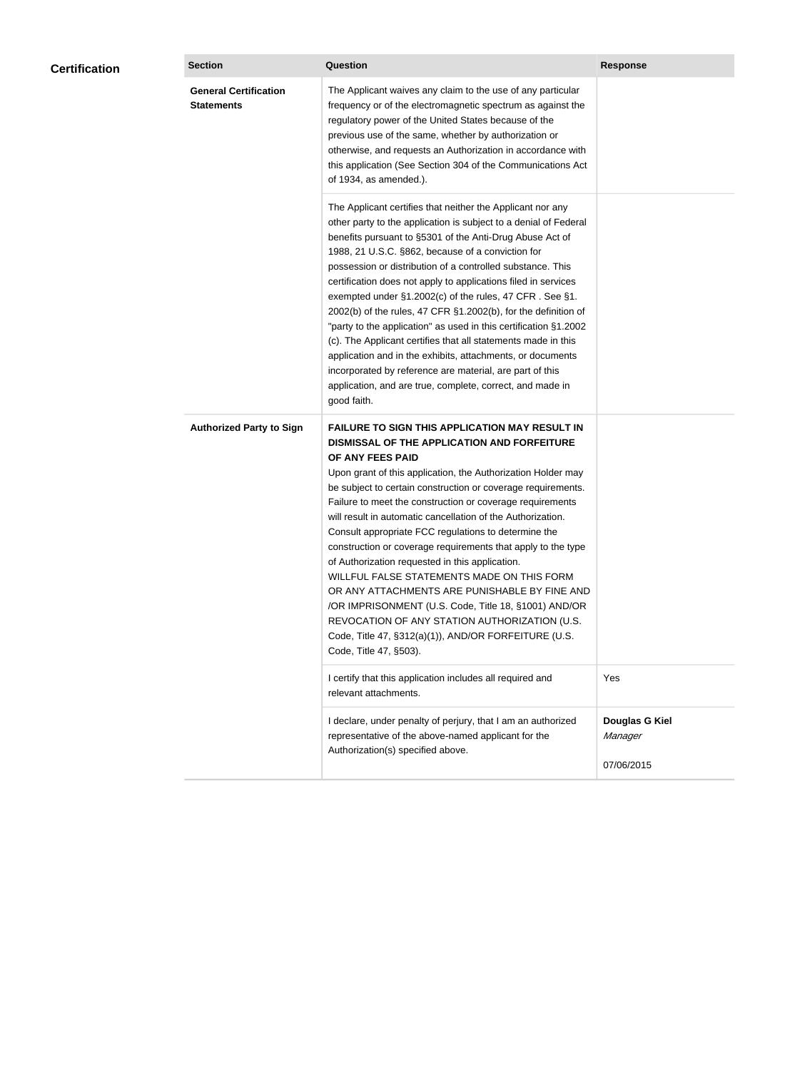## Certification

| Section | Question | Response |
|---|---|---|
| **General Certification Statements** | The Applicant waives any claim to the use of any particular frequency or of the electromagnetic spectrum as against the regulatory power of the United States because of the previous use of the same, whether by authorization or otherwise, and requests an Authorization in accordance with this application (See Section 304 of the Communications Act of 1934, as amended.). | |
| | The Applicant certifies that neither the Applicant nor any other party to the application is subject to a denial of Federal benefits pursuant to §5301 of the Anti-Drug Abuse Act of 1988, 21 U.S.C. §862, because of a conviction for possession or distribution of a controlled substance. This certification does not apply to applications filed in services exempted under §1.2002(c) of the rules, 47 CFR . See §1. 2002(b) of the rules, 47 CFR §1.2002(b), for the definition of "party to the application" as used in this certification §1.2002 (c). The Applicant certifies that all statements made in this application and in the exhibits, attachments, or documents incorporated by reference are material, are part of this application, and are true, complete, correct, and made in good faith. | |
| **Authorized Party to Sign** | **FAILURE TO SIGN THIS APPLICATION MAY RESULT IN DISMISSAL OF THE APPLICATION AND FORFEITURE OF ANY FEES PAID** Upon grant of this application, the Authorization Holder may be subject to certain construction or coverage requirements. Failure to meet the construction or coverage requirements will result in automatic cancellation of the Authorization. Consult appropriate FCC regulations to determine the construction or coverage requirements that apply to the type of Authorization requested in this application. WILLFUL FALSE STATEMENTS MADE ON THIS FORM OR ANY ATTACHMENTS ARE PUNISHABLE BY FINE AND /OR IMPRISONMENT (U.S. Code, Title 18, §1001) AND/OR REVOCATION OF ANY STATION AUTHORIZATION (U.S. Code, Title 47, §312(a)(1)), AND/OR FORFEITURE (U.S. Code, Title 47, §503). | |
| | I certify that this application includes all required and relevant attachments. | Yes |
| | I declare, under penalty of perjury, that I am an authorized representative of the above-named applicant for the Authorization(s) specified above. | **Douglas G Kiel** *Manager* 07/06/2015 |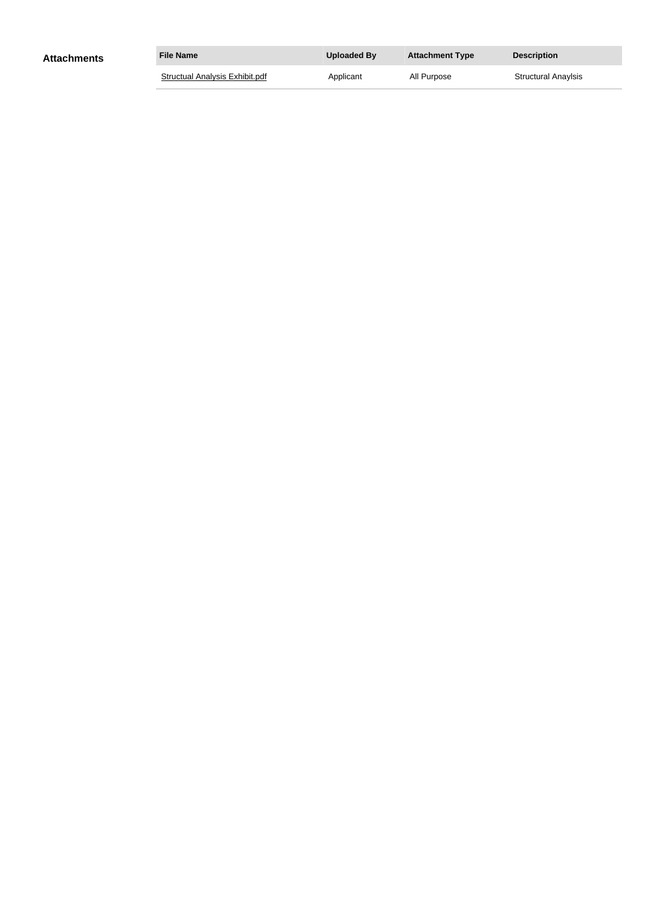**Attachments**

| File Name | Uploaded By | Attachment Type | Description |
|---|---|---|---|
| Structual Analysis Exhibit.pdf | Applicant | All Purpose | Structural Anaylsis |